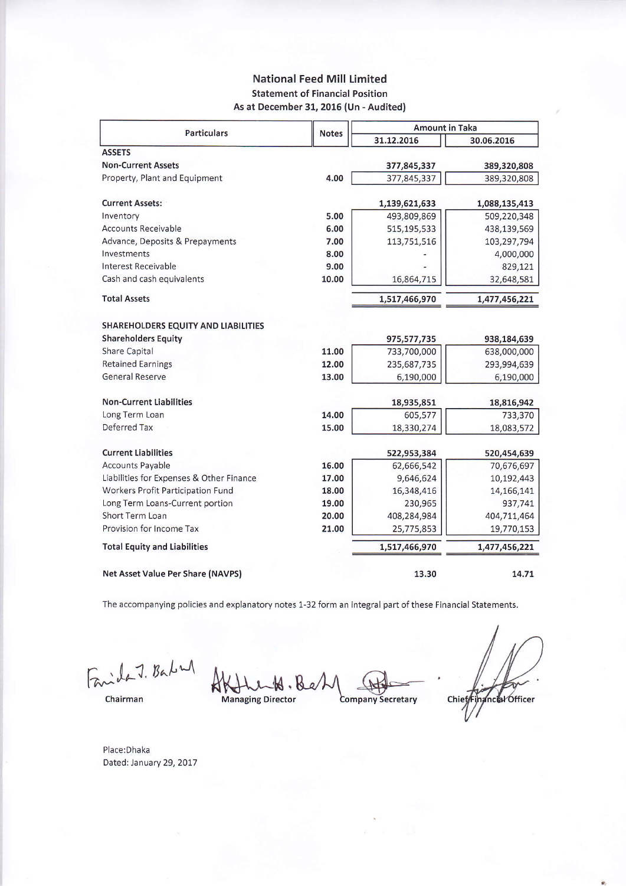# National Feed Mill Limited

## Statement of Financial Position

### As at December 31, 2016 (Un - Audited)

| Particulars | Notes | Amount in Taka | |
|---|---|---|---|
| | | 31.12.2016 | 30.06.2016 |
| **ASSETS** | | | |
| **Non-Current Assets** | | **377,845,337** | **389,320,808** |
| Property, Plant and Equipment | 4.00 | 377,845,337 | 389,320,808 |
| | | | |
| **Current Assets:** | | **1,139,621,633** | **1,088,135,413** |
| Inventory | 5.00 | 493,809,869 | 509,220,348 |
| Accounts Receivable | 6.00 | 515,195,533 | 438,139,569 |
| Advance, Deposits & Prepayments | 7.00 | 113,751,516 | 103,297,794 |
| Investments | 8.00 | - | 4,000,000 |
| Interest Receivable | 9.00 | - | 829,121 |
| Cash and cash equivalents | 10.00 | 16,864,715 | 32,648,581 |
| **Total Assets** | | **1,517,466,970** | **1,477,456,221** |
| | | | |
| **SHAREHOLDERS EQUITY AND LIABILITIES** | | | |
| **Shareholders Equity** | | **975,577,735** | **938,184,639** |
| Share Capital | 11.00 | 733,700,000 | 638,000,000 |
| Retained Earnings | 12.00 | 235,687,735 | 293,994,639 |
| General Reserve | 13.00 | 6,190,000 | 6,190,000 |
| | | | |
| **Non-Current Liabilities** | | **18,935,851** | **18,816,942** |
| Long Term Loan | 14.00 | 605,577 | 733,370 |
| Deferred Tax | 15.00 | 18,330,274 | 18,083,572 |
| | | | |
| **Current Liabilities** | | **522,953,384** | **520,454,639** |
| Accounts Payable | 16.00 | 62,666,542 | 70,676,697 |
| Liabilities for Expenses & Other Finance | 17.00 | 9,646,624 | 10,192,443 |
| Workers Profit Participation Fund | 18.00 | 16,348,416 | 14,166,141 |
| Long Term Loans-Current portion | 19.00 | 230,965 | 937,741 |
| Short Term Loan | 20.00 | 408,284,984 | 404,711,464 |
| Provision for Income Tax | 21.00 | 25,775,853 | 19,770,153 |
| **Total Equity and Liabilities** | | **1,517,466,970** | **1,477,456,221** |
| | | | |
| **Net Asset Value Per Share (NAVPS)** | | **13.30** | **14.71** |

The accompanying policies and explanatory notes 1-32 form an integral part of these Financial Statements.

| Chairman | Managing Director | Company Secretary | Chief Financial Officer |
|---|---|---|---|

Place:Dhaka
Dated: January 29, 2017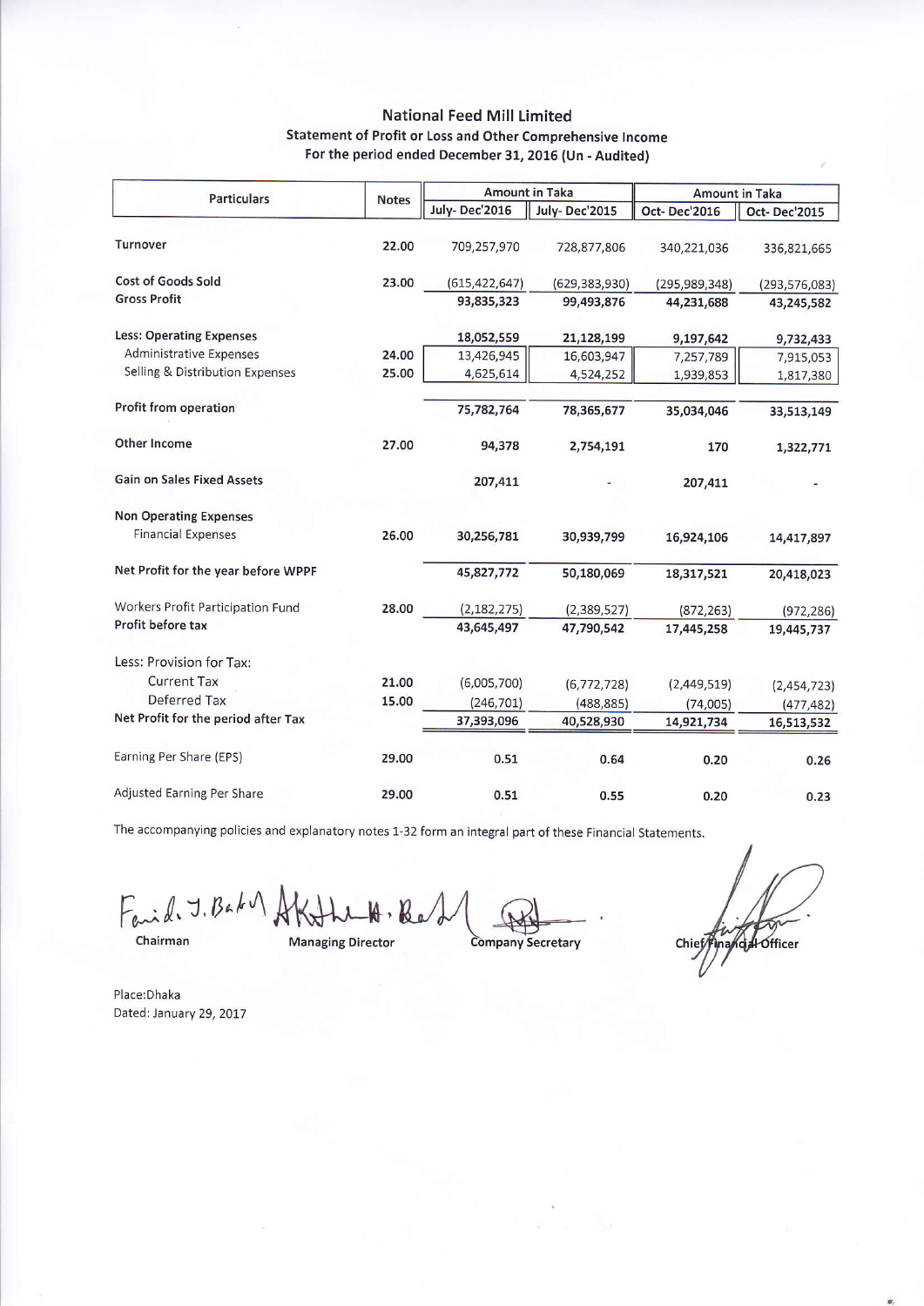# National Feed Mill Limited

## Statement of Profit or Loss and Other Comprehensive Income

### For the period ended December 31, 2016 (Un - Audited)

| Particulars | Notes | Amount in Taka | | Amount in Taka | |
|---|---|---|---|---|---|
| | | July- Dec'2016 | July- Dec'2015 | Oct- Dec'2016 | Oct- Dec'2015 |
| Turnover | 22.00 | 709,257,970 | 728,877,806 | 340,221,036 | 336,821,665 |
| Cost of Goods Sold | 23.00 | (615,422,647) | (629,383,930) | (295,989,348) | (293,576,083) |
| **Gross Profit** | | 93,835,323 | 99,493,876 | 44,231,688 | 43,245,582 |
| **Less: Operating Expenses** | | 18,052,559 | 21,128,199 | 9,197,642 | 9,732,433 |
| Administrative Expenses | 24.00 | 13,426,945 | 16,603,947 | 7,257,789 | 7,915,053 |
| Selling & Distribution Expenses | 25.00 | 4,625,614 | 4,524,252 | 1,939,853 | 1,817,380 |
| **Profit from operation** | | 75,782,764 | 78,365,677 | 35,034,046 | 33,513,149 |
| **Other Income** | 27.00 | 94,378 | 2,754,191 | 170 | 1,322,771 |
| **Gain on Sales Fixed Assets** | | 207,411 | - | 207,411 | - |
| **Non Operating Expenses** | | | | | |
| Financial Expenses | 26.00 | 30,256,781 | 30,939,799 | 16,924,106 | 14,417,897 |
| **Net Profit for the year before WPPF** | | 45,827,772 | 50,180,069 | 18,317,521 | 20,418,023 |
| Workers Profit Participation Fund | 28.00 | (2,182,275) | (2,389,527) | (872,263) | (972,286) |
| **Profit before tax** | | 43,645,497 | 47,790,542 | 17,445,258 | 19,445,737 |
| Less: Provision for Tax: | | | | | |
| Current Tax | 21.00 | (6,005,700) | (6,772,728) | (2,449,519) | (2,454,723) |
| Deferred Tax | 15.00 | (246,701) | (488,885) | (74,005) | (477,482) |
| **Net Profit for the period after Tax** | | 37,393,096 | 40,528,930 | 14,921,734 | 16,513,532 |
| Earning Per Share (EPS) | 29.00 | 0.51 | 0.64 | 0.20 | 0.26 |
| Adjusted Earning Per Share | 29.00 | 0.51 | 0.55 | 0.20 | 0.23 |

The accompanying policies and explanatory notes 1-32 form an integral part of these Financial Statements.

Chairman | Managing Director | Company Secretary | Chief Financial Officer

Place:Dhaka

Dated: January 29, 2017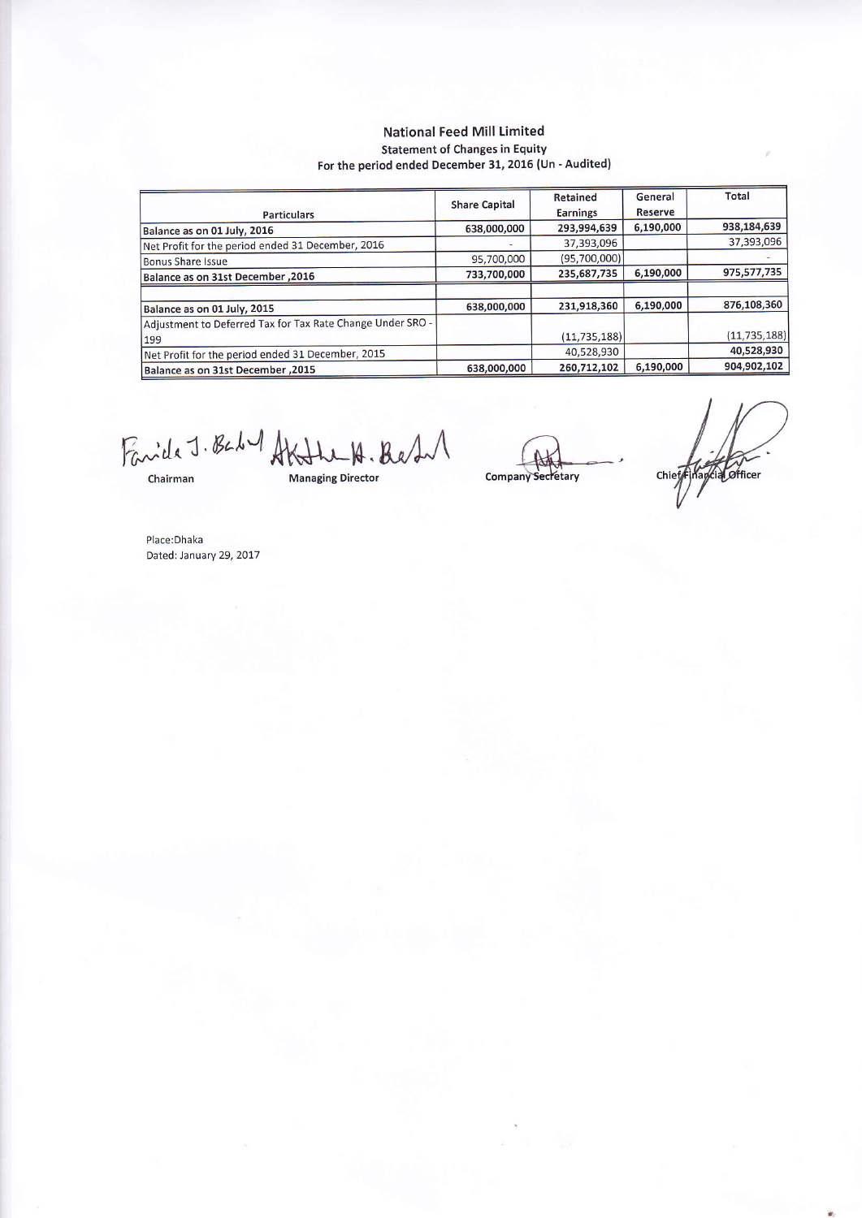# National Feed Mill Limited

## Statement of Changes in Equity

### For the period ended December 31, 2016 (Un - Audited)

| Particulars | Share Capital | Retained Earnings | General Reserve | Total |
|---|---|---|---|---|
| **Balance as on 01 July, 2016** | 638,000,000 | 293,994,639 | 6,190,000 | 938,184,639 |
| Net Profit for the period ended 31 December, 2016 | - | 37,393,096 | | 37,393,096 |
| Bonus Share Issue | 95,700,000 | (95,700,000) | | - |
| **Balance as on 31st December ,2016** | 733,700,000 | 235,687,735 | 6,190,000 | 975,577,735 |
| | | | | |
| **Balance as on 01 July, 2015** | 638,000,000 | 231,918,360 | 6,190,000 | 876,108,360 |
| Adjustment to Deferred Tax for Tax Rate Change Under SRO - 199 | | (11,735,188) | | (11,735,188) |
| Net Profit for the period ended 31 December, 2015 | | 40,528,930 | | 40,528,930 |
| **Balance as on 31st December ,2015** | 638,000,000 | 260,712,102 | 6,190,000 | 904,902,102 |

| Chairman | Managing Director | Company Secretary | Chief Financial Officer |
|---|---|---|---|

Place:Dhaka
Dated: January 29, 2017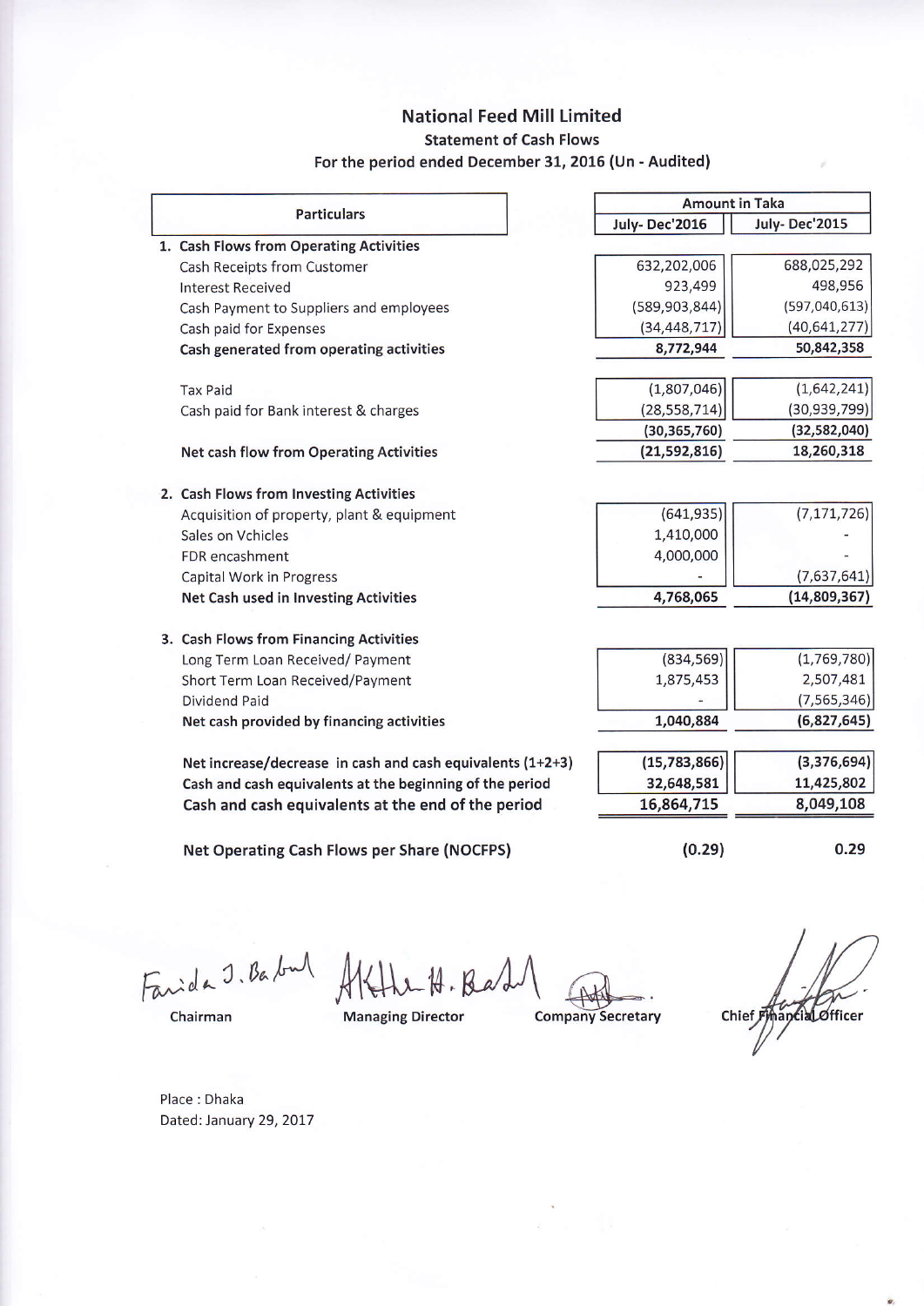# National Feed Mill Limited

## Statement of Cash Flows

### For the period ended December 31, 2016 (Un - Audited)

| Particulars | Amount in Taka | |
|---|---|---|
| | July- Dec'2016 | July- Dec'2015 |
| **1. Cash Flows from Operating Activities** | | |
| Cash Receipts from Customer | 632,202,006 | 688,025,292 |
| Interest Received | 923,499 | 498,956 |
| Cash Payment to Suppliers and employees | (589,903,844) | (597,040,613) |
| Cash paid for Expenses | (34,448,717) | (40,641,277) |
| **Cash generated from operating activities** | **8,772,944** | **50,842,358** |
| Tax Paid | (1,807,046) | (1,642,241) |
| Cash paid for Bank interest & charges | (28,558,714) | (30,939,799) |
| | **(30,365,760)** | **(32,582,040)** |
| **Net cash flow from Operating Activities** | **(21,592,816)** | **18,260,318** |
| **2. Cash Flows from Investing Activities** | | |
| Acquisition of property, plant & equipment | (641,935) | (7,171,726) |
| Sales on Vchicles | 1,410,000 | - |
| FDR encashment | 4,000,000 | - |
| Capital Work in Progress | - | (7,637,641) |
| **Net Cash used in Investing Activities** | **4,768,065** | **(14,809,367)** |
| **3. Cash Flows from Financing Activities** | | |
| Long Term Loan Received/ Payment | (834,569) | (1,769,780) |
| Short Term Loan Received/Payment | 1,875,453 | 2,507,481 |
| Dividend Paid | - | (7,565,346) |
| **Net cash provided by financing activities** | **1,040,884** | **(6,827,645)** |
| **Net increase/decrease in cash and cash equivalents (1+2+3)** | **(15,783,866)** | **(3,376,694)** |
| **Cash and cash equivalents at the beginning of the period** | **32,648,581** | **11,425,802** |
| **Cash and cash equivalents at the end of the period** | **16,864,715** | **8,049,108** |
| **Net Operating Cash Flows per Share (NOCFPS)** | **(0.29)** | **0.29** |

Chairman | Managing Director | Company Secretary | Chief Financial Officer

Place : Dhaka

Dated: January 29, 2017